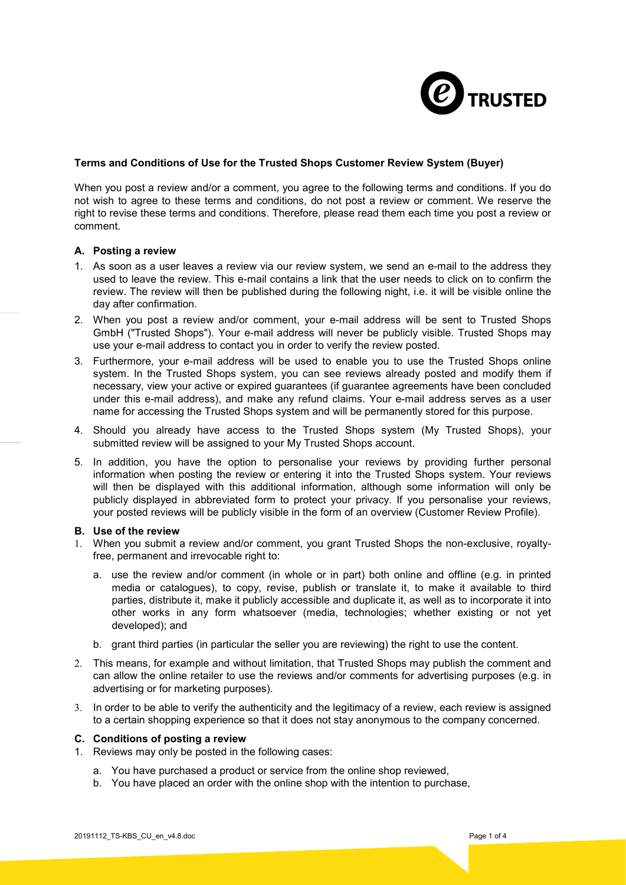**Terms and Conditions of Use for the Trusted Shops Customer Review System (Buyer)**

When you post a review and/or a comment, you agree to the following terms and conditions. If you do not wish to agree to these terms and conditions, do not post a review or comment. We reserve the right to revise these terms and conditions. Therefore, please read them each time you post a review or comment.

**A. Posting a review**

1. As soon as a user leaves a review via our review system, we send an e-mail to the address they used to leave the review. This e-mail contains a link that the user needs to click on to confirm the review. The review will then be published during the following night, i.e. it will be visible online the day after confirmation.
2. When you post a review and/or comment, your e-mail address will be sent to Trusted Shops GmbH ("Trusted Shops"). Your e-mail address will never be publicly visible. Trusted Shops may use your e-mail address to contact you in order to verify the review posted.
3. Furthermore, your e-mail address will be used to enable you to use the Trusted Shops online system. In the Trusted Shops system, you can see reviews already posted and modify them if necessary, view your active or expired guarantees (if guarantee agreements have been concluded under this e-mail address), and make any refund claims. Your e-mail address serves as a user name for accessing the Trusted Shops system and will be permanently stored for this purpose.
4. Should you already have access to the Trusted Shops system (My Trusted Shops), your submitted review will be assigned to your My Trusted Shops account.
5. In addition, you have the option to personalise your reviews by providing further personal information when posting the review or entering it into the Trusted Shops system. Your reviews will then be displayed with this additional information, although some information will only be publicly displayed in abbreviated form to protect your privacy. If you personalise your reviews, your posted reviews will be publicly visible in the form of an overview (Customer Review Profile).

**B. Use of the review**

1. When you submit a review and/or comment, you grant Trusted Shops the non-exclusive, royalty-free, permanent and irrevocable right to:
   a. use the review and/or comment (in whole or in part) both online and offline (e.g. in printed media or catalogues), to copy, revise, publish or translate it, to make it available to third parties, distribute it, make it publicly accessible and duplicate it, as well as to incorporate it into other works in any form whatsoever (media, technologies; whether existing or not yet developed); and
   b. grant third parties (in particular the seller you are reviewing) the right to use the content.
2. This means, for example and without limitation, that Trusted Shops may publish the comment and can allow the online retailer to use the reviews and/or comments for advertising purposes (e.g. in advertising or for marketing purposes).
3. In order to be able to verify the authenticity and the legitimacy of a review, each review is assigned to a certain shopping experience so that it does not stay anonymous to the company concerned.

**C. Conditions of posting a review**

1. Reviews may only be posted in the following cases:
   a. You have purchased a product or service from the online shop reviewed,
   b. You have placed an order with the online shop with the intention to purchase,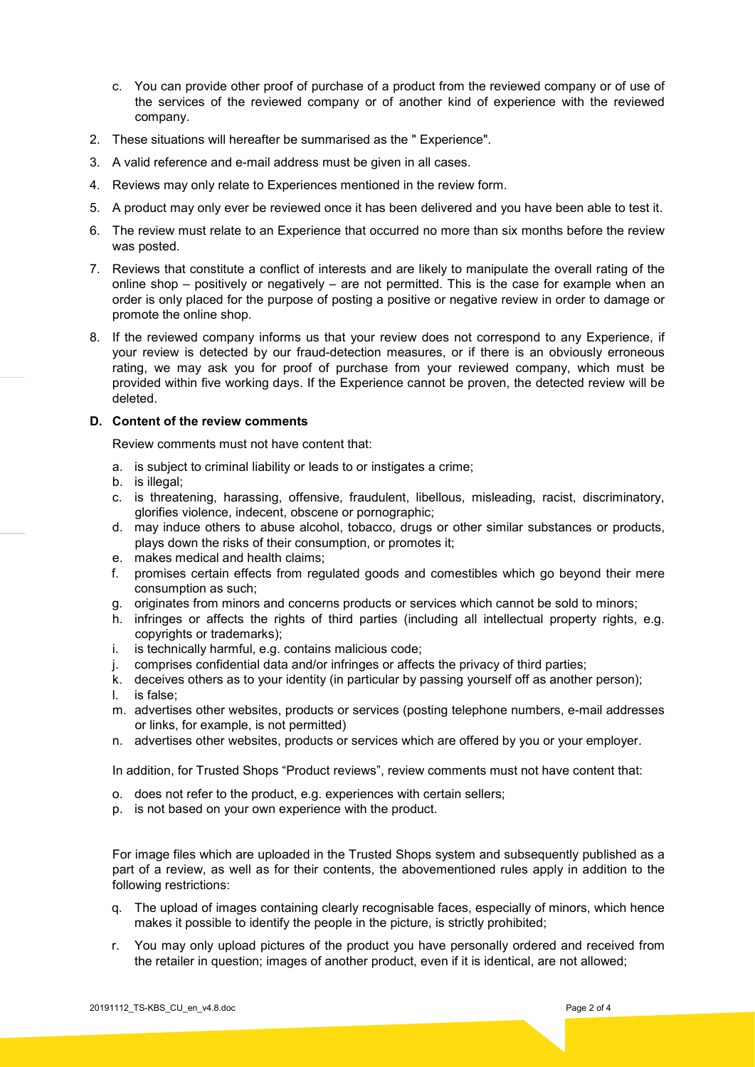c. You can provide other proof of purchase of a product from the reviewed company or of use of the services of the reviewed company or of another kind of experience with the reviewed company.

2. These situations will hereafter be summarised as the " Experience".
3. A valid reference and e-mail address must be given in all cases.
4. Reviews may only relate to Experiences mentioned in the review form.
5. A product may only ever be reviewed once it has been delivered and you have been able to test it.
6. The review must relate to an Experience that occurred no more than six months before the review was posted.
7. Reviews that constitute a conflict of interests and are likely to manipulate the overall rating of the online shop – positively or negatively – are not permitted. This is the case for example when an order is only placed for the purpose of posting a positive or negative review in order to damage or promote the online shop.
8. If the reviewed company informs us that your review does not correspond to any Experience, if your review is detected by our fraud-detection measures, or if there is an obviously erroneous rating, we may ask you for proof of purchase from your reviewed company, which must be provided within five working days. If the Experience cannot be proven, the detected review will be deleted.

**D. Content of the review comments**

Review comments must not have content that:

a. is subject to criminal liability or leads to or instigates a crime;
b. is illegal;
c. is threatening, harassing, offensive, fraudulent, libellous, misleading, racist, discriminatory, glorifies violence, indecent, obscene or pornographic;
d. may induce others to abuse alcohol, tobacco, drugs or other similar substances or products, plays down the risks of their consumption, or promotes it;
e. makes medical and health claims;
f. promises certain effects from regulated goods and comestibles which go beyond their mere consumption as such;
g. originates from minors and concerns products or services which cannot be sold to minors;
h. infringes or affects the rights of third parties (including all intellectual property rights, e.g. copyrights or trademarks);
i. is technically harmful, e.g. contains malicious code;
j. comprises confidential data and/or infringes or affects the privacy of third parties;
k. deceives others as to your identity (in particular by passing yourself off as another person);
l. is false;
m. advertises other websites, products or services (posting telephone numbers, e-mail addresses or links, for example, is not permitted)
n. advertises other websites, products or services which are offered by you or your employer.

In addition, for Trusted Shops "Product reviews", review comments must not have content that:

o. does not refer to the product, e.g. experiences with certain sellers;
p. is not based on your own experience with the product.

For image files which are uploaded in the Trusted Shops system and subsequently published as a part of a review, as well as for their contents, the abovementioned rules apply in addition to the following restrictions:

q. The upload of images containing clearly recognisable faces, especially of minors, which hence makes it possible to identify the people in the picture, is strictly prohibited;
r. You may only upload pictures of the product you have personally ordered and received from the retailer in question; images of another product, even if it is identical, are not allowed;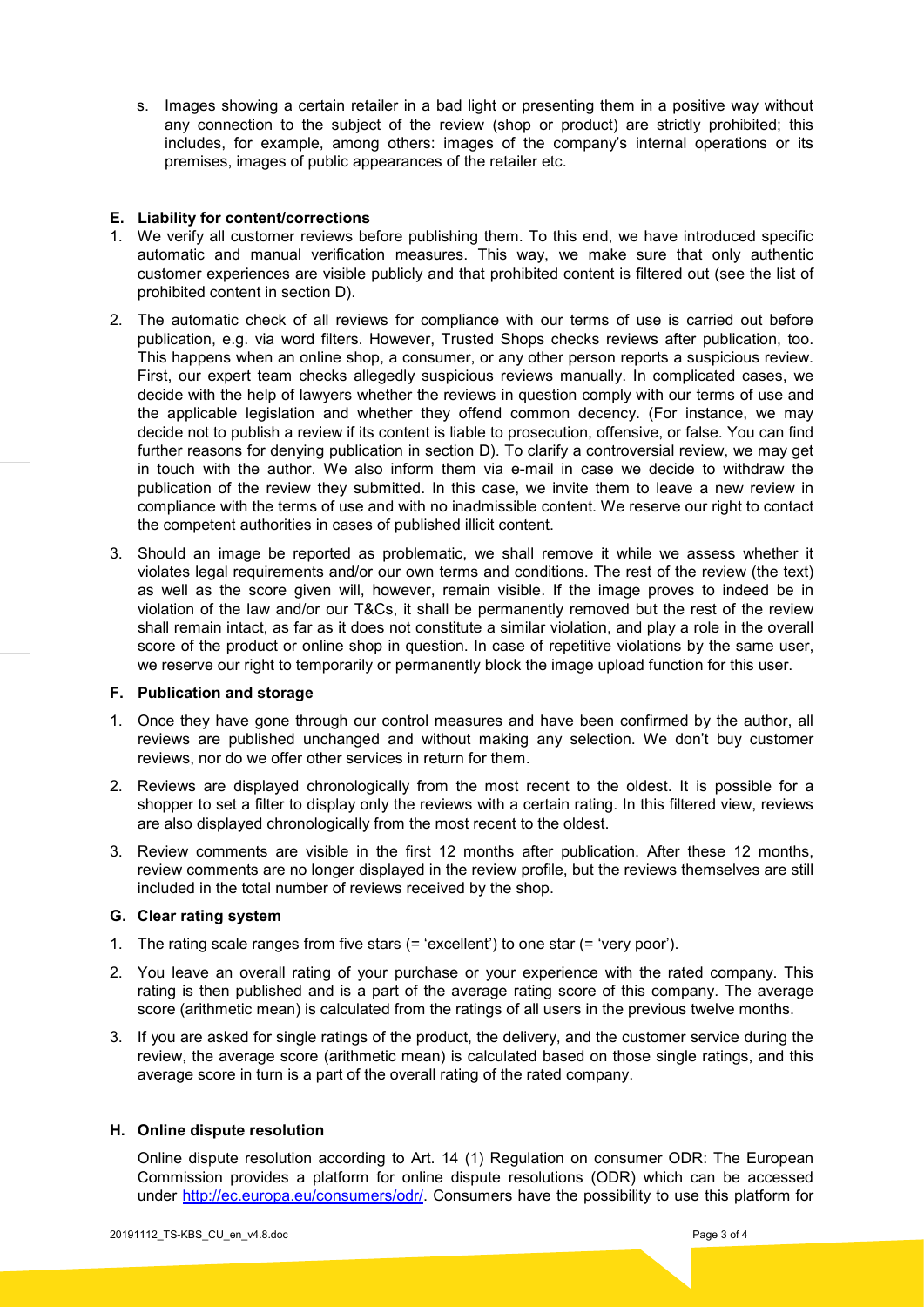s. Images showing a certain retailer in a bad light or presenting them in a positive way without any connection to the subject of the review (shop or product) are strictly prohibited; this includes, for example, among others: images of the company's internal operations or its premises, images of public appearances of the retailer etc.

### E. Liability for content/corrections

1. We verify all customer reviews before publishing them. To this end, we have introduced specific automatic and manual verification measures. This way, we make sure that only authentic customer experiences are visible publicly and that prohibited content is filtered out (see the list of prohibited content in section D).
2. The automatic check of all reviews for compliance with our terms of use is carried out before publication, e.g. via word filters. However, Trusted Shops checks reviews after publication, too. This happens when an online shop, a consumer, or any other person reports a suspicious review. First, our expert team checks allegedly suspicious reviews manually. In complicated cases, we decide with the help of lawyers whether the reviews in question comply with our terms of use and the applicable legislation and whether they offend common decency. (For instance, we may decide not to publish a review if its content is liable to prosecution, offensive, or false. You can find further reasons for denying publication in section D). To clarify a controversial review, we may get in touch with the author. We also inform them via e-mail in case we decide to withdraw the publication of the review they submitted. In this case, we invite them to leave a new review in compliance with the terms of use and with no inadmissible content. We reserve our right to contact the competent authorities in cases of published illicit content.
3. Should an image be reported as problematic, we shall remove it while we assess whether it violates legal requirements and/or our own terms and conditions. The rest of the review (the text) as well as the score given will, however, remain visible. If the image proves to indeed be in violation of the law and/or our T&Cs, it shall be permanently removed but the rest of the review shall remain intact, as far as it does not constitute a similar violation, and play a role in the overall score of the product or online shop in question. In case of repetitive violations by the same user, we reserve our right to temporarily or permanently block the image upload function for this user.

### F. Publication and storage

1. Once they have gone through our control measures and have been confirmed by the author, all reviews are published unchanged and without making any selection. We don't buy customer reviews, nor do we offer other services in return for them.
2. Reviews are displayed chronologically from the most recent to the oldest. It is possible for a shopper to set a filter to display only the reviews with a certain rating. In this filtered view, reviews are also displayed chronologically from the most recent to the oldest.
3. Review comments are visible in the first 12 months after publication. After these 12 months, review comments are no longer displayed in the review profile, but the reviews themselves are still included in the total number of reviews received by the shop.

### G. Clear rating system

1. The rating scale ranges from five stars (= 'excellent') to one star (= 'very poor').
2. You leave an overall rating of your purchase or your experience with the rated company. This rating is then published and is a part of the average rating score of this company. The average score (arithmetic mean) is calculated from the ratings of all users in the previous twelve months.
3. If you are asked for single ratings of the product, the delivery, and the customer service during the review, the average score (arithmetic mean) is calculated based on those single ratings, and this average score in turn is a part of the overall rating of the rated company.

### H. Online dispute resolution

Online dispute resolution according to Art. 14 (1) Regulation on consumer ODR: The European Commission provides a platform for online dispute resolutions (ODR) which can be accessed under http://ec.europa.eu/consumers/odr/. Consumers have the possibility to use this platform for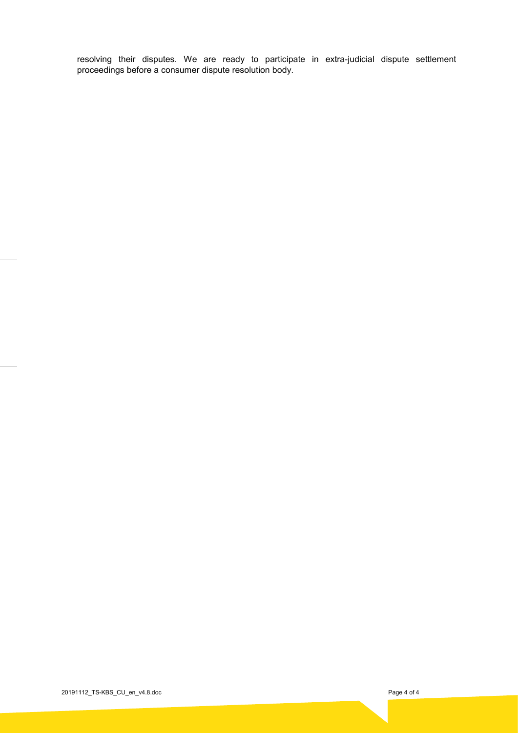resolving their disputes. We are ready to participate in extra-judicial dispute settlement proceedings before a consumer dispute resolution body.